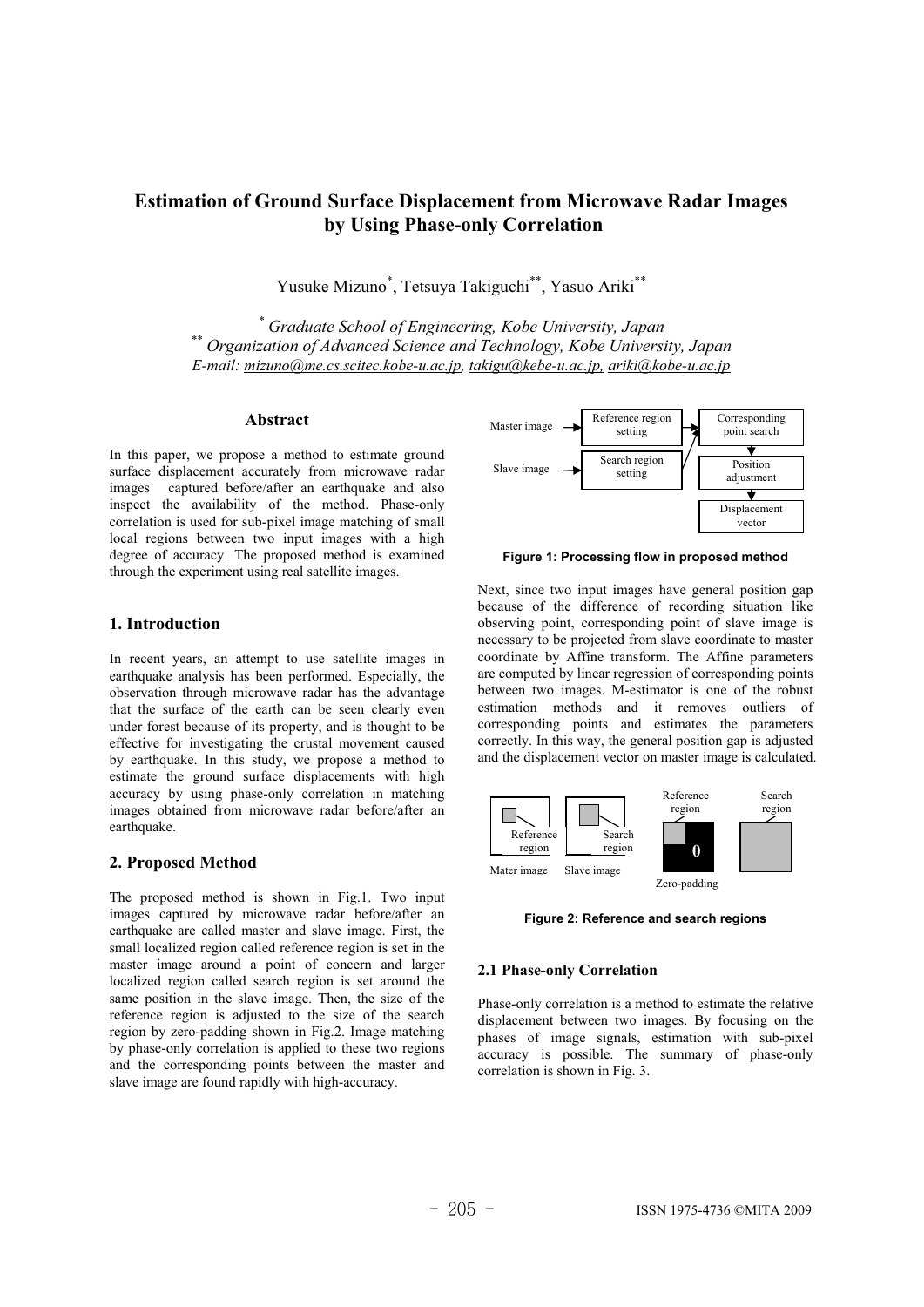# Estimation of Ground Surface Displacement from Microwave Radar Images by Using Phase-only Correlation

Yusuke Mizuno[*], Tetsuya Takiguchi[**], Yasuo Ariki[**]

[*] *Graduate School of Engineering, Kobe University, Japan*
[**] *Organization of Advanced Science and Technology, Kobe University, Japan*
*E-mail: mizuno@me.cs.scitec.kobe-u.ac.jp, takigu@kebe-u.ac.jp, ariki@kobe-u.ac.jp*

## Abstract

In this paper, we propose a method to estimate ground surface displacement accurately from microwave radar images captured before/after an earthquake and also inspect the availability of the method. Phase-only correlation is used for sub-pixel image matching of small local regions between two input images with a high degree of accuracy. The proposed method is examined through the experiment using real satellite images.

## 1. Introduction

In recent years, an attempt to use satellite images in earthquake analysis has been performed. Especially, the observation through microwave radar has the advantage that the surface of the earth can be seen clearly even under forest because of its property, and is thought to be effective for investigating the crustal movement caused by earthquake. In this study, we propose a method to estimate the ground surface displacements with high accuracy by using phase-only correlation in matching images obtained from microwave radar before/after an earthquake.

## 2. Proposed Method

The proposed method is shown in Fig.1. Two input images captured by microwave radar before/after an earthquake are called master and slave image. First, the small localized region called reference region is set in the master image around a point of concern and larger localized region called search region is set around the same position in the slave image. Then, the size of the reference region is adjusted to the size of the search region by zero-padding shown in Fig.2. Image matching by phase-only correlation is applied to these two regions and the corresponding points between the master and slave image are found rapidly with high-accuracy.

Master image → Reference region setting; Slave image → Search region setting; → Corresponding point search → Position adjustment → Displacement vector

**Figure 1: Processing flow in proposed method**

Next, since two input images have general position gap because of the difference of recording situation like observing point, corresponding point of slave image is necessary to be projected from slave coordinate to master coordinate by Affine transform. The Affine parameters are computed by linear regression of corresponding points between two images. M-estimator is one of the robust estimation methods and it removes outliers of corresponding points and estimates the parameters correctly. In this way, the general position gap is adjusted and the displacement vector on master image is calculated.

Mater image (Reference region), Slave image (Search region), Zero-padding (Reference region, 0), Search region

**Figure 2: Reference and search regions**

### 2.1 Phase-only Correlation

Phase-only correlation is a method to estimate the relative displacement between two images. By focusing on the phases of image signals, estimation with sub-pixel accuracy is possible. The summary of phase-only correlation is shown in Fig. 3.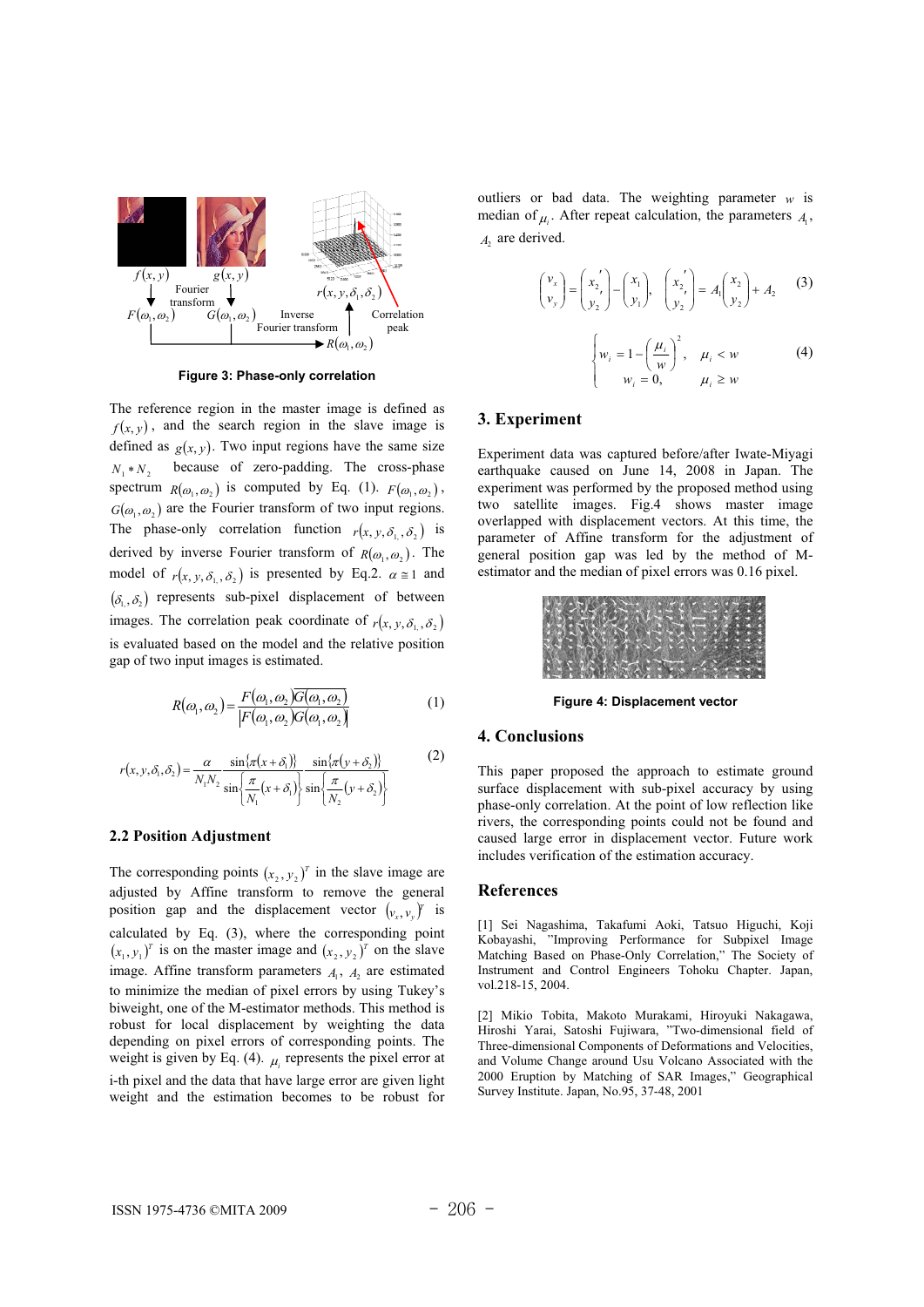$f(x,y)$ $g(x,y)$

Fourier transform

$F(\omega_1,\omega_2)$ $G(\omega_1,\omega_2)$

Inverse Fourier transform

$r(x,y,\delta_1,\delta_2)$

Correlation peak

$R(\omega_1,\omega_2)$

**Figure 3: Phase-only correlation**

The reference region in the master image is defined as $f(x,y)$, and the search region in the slave image is defined as $g(x,y)$. Two input regions have the same size $N_1 * N_2$ because of zero-padding. The cross-phase spectrum $R(\omega_1,\omega_2)$ is computed by Eq. (1). $F(\omega_1,\omega_2)$, $G(\omega_1,\omega_2)$ are the Fourier transform of two input regions. The phase-only correlation function $r(x,y,\delta_1,\delta_2)$ is derived by inverse Fourier transform of $R(\omega_1,\omega_2)$. The model of $r(x,y,\delta_1,\delta_2)$ is presented by Eq.2. $\alpha \cong 1$ and $(\delta_1,\delta_2)$ represents sub-pixel displacement of between images. The correlation peak coordinate of $r(x,y,\delta_1,\delta_2)$ is evaluated based on the model and the relative position gap of two input images is estimated.

$$R(\omega_1,\omega_2)=\frac{F(\omega_1,\omega_2)\overline{G(\omega_1,\omega_2)}}{\left|F(\omega_1,\omega_2)G(\omega_1,\omega_2)\right|} \quad (1)$$

$$r(x,y,\delta_1,\delta_2)=\frac{\alpha}{N_1N_2}\frac{\sin\{\pi(x+\delta_1)\}}{\sin\left\{\frac{\pi}{N_1}(x+\delta_1)\right\}}\frac{\sin\{\pi(y+\delta_2)\}}{\sin\left\{\frac{\pi}{N_2}(y+\delta_2)\right\}} \quad (2)$$

### 2.2 Position Adjustment

The corresponding points $(x_2,y_2)^T$ in the slave image are adjusted by Affine transform to remove the general position gap and the displacement vector $(v_x,v_y)^T$ is calculated by Eq. (3), where the corresponding point $(x_1,y_1)^T$ is on the master image and $(x_2,y_2)^T$ on the slave image. Affine transform parameters $A_1$, $A_2$ are estimated to minimize the median of pixel errors by using Tukey's biweight, one of the M-estimator methods. This method is robust for local displacement by weighting the data depending on pixel errors of corresponding points. The weight is given by Eq. (4). $\mu_i$ represents the pixel error at i-th pixel and the data that have large error are given light weight and the estimation becomes to be robust for outliers or bad data. The weighting parameter $w$ is median of $\mu_i$. After repeat calculation, the parameters $A_1$, $A_2$ are derived.

$$\begin{pmatrix} v_x \\ v_y \end{pmatrix}=\begin{pmatrix} x_2' \\ y_2' \end{pmatrix}-\begin{pmatrix} x_1 \\ y_1 \end{pmatrix},\quad \begin{pmatrix} x_2' \\ y_2' \end{pmatrix}=A_1\begin{pmatrix} x_2 \\ y_2 \end{pmatrix}+A_2 \quad (3)$$

$$\begin{cases} w_i=1-\left(\dfrac{\mu_i}{w}\right)^2, & \mu_i<w \\ w_i=0, & \mu_i\geq w \end{cases} \quad (4)$$

## 3. Experiment

Experiment data was captured before/after Iwate-Miyagi earthquake caused on June 14, 2008 in Japan. The experiment was performed by the proposed method using two satellite images. Fig.4 shows master image overlapped with displacement vectors. At this time, the parameter of Affine transform for the adjustment of general position gap was led by the method of M-estimator and the median of pixel errors was 0.16 pixel.

**Figure 4: Displacement vector**

## 4. Conclusions

This paper proposed the approach to estimate ground surface displacement with sub-pixel accuracy by using phase-only correlation. At the point of low reflection like rivers, the corresponding points could not be found and caused large error in displacement vector. Future work includes verification of the estimation accuracy.

## References

[1] Sei Nagashima, Takafumi Aoki, Tatsuo Higuchi, Koji Kobayashi, "Improving Performance for Subpixel Image Matching Based on Phase-Only Correlation," The Society of Instrument and Control Engineers Tohoku Chapter. Japan, vol.218-15, 2004.

[2] Mikio Tobita, Makoto Murakami, Hiroyuki Nakagawa, Hiroshi Yarai, Satoshi Fujiwara, "Two-dimensional field of Three-dimensional Components of Deformations and Velocities, and Volume Change around Usu Volcano Associated with the 2000 Eruption by Matching of SAR Images," Geographical Survey Institute. Japan, No.95, 37-48, 2001